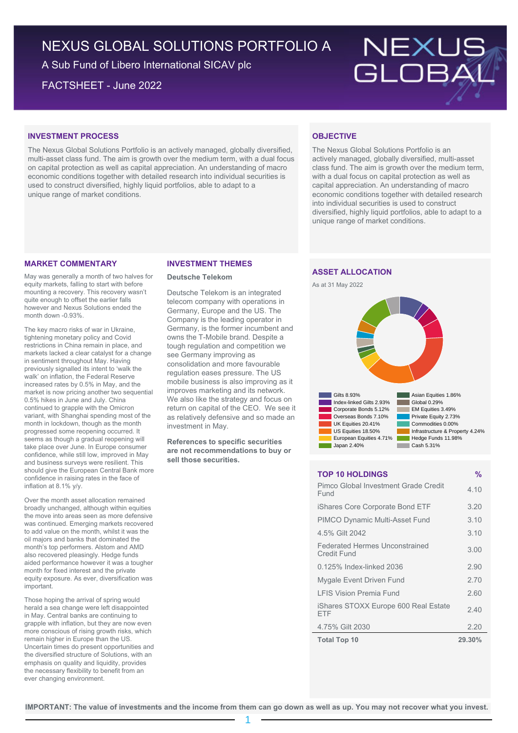# NEXUS GLOBAL SOLUTIONS PORTFOLIO A

A Sub Fund of Libero International SICAV plc

FACTSHEET - June 2022

## INVESTMENT PROCESS

The Nexus Global Solutions Portfolio is an actively managed, globally diversified, multi-asset class fund. The aim is growth over the medium term, with a dual focus on capital protection as well as capital appreciation. An understanding of macro economic conditions together with detailed research into individual securities is used to construct diversified, highly liquid portfolios, able to adapt to a unique range of market conditions.

## OBJECTIVE

The Nexus Global Solutions Portfolio is an actively managed, globally diversified, multi-asset class fund. The aim is growth over the medium term, with a dual focus on capital protection as well as capital appreciation. An understanding of macro economic conditions together with detailed research into individual securities is used to construct diversified, highly liquid portfolios, able to adapt to a unique range of market conditions.

## MARKET COMMENTARY

May was generally a month of two halves for equity markets, falling to start with before mounting a recovery. This recovery wasn't quite enough to offset the earlier falls however and Nexus Solutions ended the month down -0.93%.

The key macro risks of war in Ukraine, tightening monetary policy and Covid restrictions in China remain in place, and markets lacked a clear catalyst for a change in sentiment throughout May. Having previously signalled its intent to 'walk the walk' on inflation, the Federal Reserve increased rates by 0.5% in May, and the market is now pricing another two sequential 0.5% hikes in June and July. China continued to grapple with the Omicron variant, with Shanghai spending most of the month in lockdown, though as the month progressed some reopening occurred. It seems as though a gradual reopening will take place over June. In Europe consumer confidence, while still low, improved in May and business surveys were resilient. This should give the European Central Bank more confidence in raising rates in the face of inflation at 8.1% y/y.

Over the month asset allocation remained broadly unchanged, although within equities the move into areas seen as more defensive was continued. Emerging markets recovered to add value on the month, whilst it was the oil majors and banks that dominated the month's top performers. Alstom and AMD also recovered pleasingly. Hedge funds aided performance however it was a tougher month for fixed interest and the private equity exposure. As ever, diversification was important.

Those hoping the arrival of spring would herald a sea change were left disappointed in May. Central banks are continuing to grapple with inflation, but they are now even more conscious of rising growth risks, which remain higher in Europe than the US. Uncertain times do present opportunities and the diversified structure of Solutions, with an emphasis on quality and liquidity, provides the necessary flexibility to benefit from an ever changing environment.

## INVESTMENT THEMES

### Deutsche Telekom

Deutsche Telekom is an integrated telecom company with operations in Germany, Europe and the US. The Company is the leading operator in Germany, is the former incumbent and owns the T-Mobile brand. Despite a tough regulation and competition we see Germany improving as consolidation and more favourable regulation eases pressure. The US mobile business is also improving as it improves marketing and its network. We also like the strategy and focus on return on capital of the CEO. We see it as relatively defensive and so made an investment in May.

**References to specific securities are not recommendations to buy or sell those securities.**

## ASSET ALLOCATION

As at 31 May 2022

| Asset Class | % |
|---|---|
| Gilts | 8.93% |
| Index-linked Gilts | 2.93% |
| Corporate Bonds | 5.12% |
| Overseas Bonds | 7.10% |
| UK Equities | 20.41% |
| US Equities | 18.50% |
| European Equities | 4.71% |
| Japan | 2.40% |
| Asian Equities | 1.86% |
| Global | 0.29% |
| EM Equities | 3.49% |
| Private Equity | 2.73% |
| Commodities | 0.00% |
| Infrastructure & Property | 4.24% |
| Hedge Funds | 11.98% |
| Cash | 5.31% |

## TOP 10 HOLDINGS

| TOP 10 HOLDINGS | % |
|---|---|
| Pimco Global Investment Grade Credit Fund | 4.10 |
| iShares Core Corporate Bond ETF | 3.20 |
| PIMCO Dynamic Multi-Asset Fund | 3.10 |
| 4.5% Gilt 2042 | 3.10 |
| Federated Hermes Unconstrained Credit Fund | 3.00 |
| 0.125% Index-linked 2036 | 2.90 |
| Mygale Event Driven Fund | 2.70 |
| LFIS Vision Premia Fund | 2.60 |
| iShares STOXX Europe 600 Real Estate ETF | 2.40 |
| 4.75% Gilt 2030 | 2.20 |
| **Total Top 10** | **29.30%** |

**IMPORTANT: The value of investments and the income from them can go down as well as up. You may not recover what you invest.**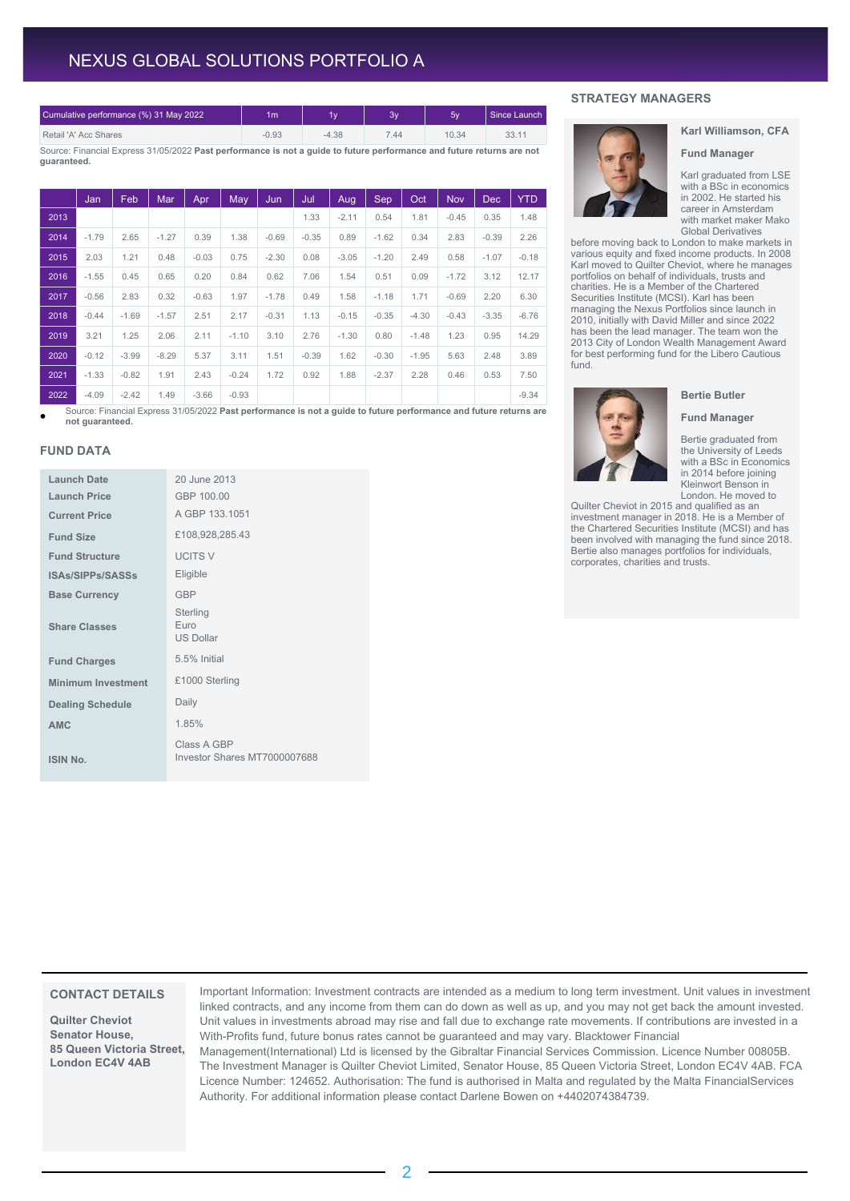# NEXUS GLOBAL SOLUTIONS PORTFOLIO A

| Cumulative performance (%) 31 May 2022 | 1m | 1y | 3y | 5y | Since Launch |
|---|---|---|---|---|---|
| Retail 'A' Acc Shares | -0.93 | -4.38 | 7.44 | 10.34 | 33.11 |

Source: Financial Express 31/05/2022 **Past performance is not a guide to future performance and future returns are not guaranteed.**

| | Jan | Feb | Mar | Apr | May | Jun | Jul | Aug | Sep | Oct | Nov | Dec | YTD |
|---|---|---|---|---|---|---|---|---|---|---|---|---|---|
| 2013 | | | | | | | 1.33 | -2.11 | 0.54 | 1.81 | -0.45 | 0.35 | 1.48 |
| 2014 | -1.79 | 2.65 | -1.27 | 0.39 | 1.38 | -0.69 | -0.35 | 0.89 | -1.62 | 0.34 | 2.83 | -0.39 | 2.26 |
| 2015 | 2.03 | 1.21 | 0.48 | -0.03 | 0.75 | -2.30 | 0.08 | -3.05 | -1.20 | 2.49 | 0.58 | -1.07 | -0.18 |
| 2016 | -1.55 | 0.45 | 0.65 | 0.20 | 0.84 | 0.62 | 7.06 | 1.54 | 0.51 | 0.09 | -1.72 | 3.12 | 12.17 |
| 2017 | -0.56 | 2.83 | 0.32 | -0.63 | 1.97 | -1.78 | 0.49 | 1.58 | -1.18 | 1.71 | -0.69 | 2.20 | 6.30 |
| 2018 | -0.44 | -1.69 | -1.57 | 2.51 | 2.17 | -0.31 | 1.13 | -0.15 | -0.35 | -4.30 | -0.43 | -3.35 | -6.76 |
| 2019 | 3.21 | 1.25 | 2.06 | 2.11 | -1.10 | 3.10 | 2.76 | -1.30 | 0.80 | -1.48 | 1.23 | 0.95 | 14.29 |
| 2020 | -0.12 | -3.99 | -8.29 | 5.37 | 3.11 | 1.51 | -0.39 | 1.62 | -0.30 | -1.95 | 5.63 | 2.48 | 3.89 |
| 2021 | -1.33 | -0.82 | 1.91 | 2.43 | -0.24 | 1.72 | 0.92 | 1.88 | -2.37 | 2.28 | 0.46 | 0.53 | 7.50 |
| 2022 | -4.09 | -2.42 | 1.49 | -3.66 | -0.93 | | | | | | | | -9.34 |

- Source: Financial Express 31/05/2022 **Past performance is not a guide to future performance and future returns are not guaranteed.**

## FUND DATA

| | |
|---|---|
| **Launch Date** | 20 June 2013 |
| **Launch Price** | GBP 100.00 |
| **Current Price** | A GBP 133.1051 |
| **Fund Size** | £108,928,285.43 |
| **Fund Structure** | UCITS V |
| **ISAs/SIPPs/SASSs** | Eligible |
| **Base Currency** | GBP |
| **Share Classes** | Sterling<br>Euro<br>US Dollar |
| **Fund Charges** | 5.5% Initial |
| **Minimum Investment** | £1000 Sterling |
| **Dealing Schedule** | Daily |
| **AMC** | 1.85% |
| **ISIN No.** | Class A GBP<br>Investor Shares MT7000007688 |

## STRATEGY MANAGERS

**Karl Williamson, CFA**

**Fund Manager**

Karl graduated from LSE with a BSc in economics in 2002. He started his career in Amsterdam with market maker Mako Global Derivatives before moving back to London to make markets in various equity and fixed income products. In 2008 Karl moved to Quilter Cheviot, where he manages portfolios on behalf of individuals, trusts and charities. He is a Member of the Chartered Securities Institute (MCSI). Karl has been managing the Nexus Portfolios since launch in 2010, initially with David Miller and since 2022 has been the lead manager. The team won the 2013 City of London Wealth Management Award for best performing fund for the Libero Cautious fund.

**Bertie Butler**

**Fund Manager**

Bertie graduated from the University of Leeds with a BSc in Economics in 2014 before joining Kleinwort Benson in London. He moved to Quilter Cheviot in 2015 and qualified as an investment manager in 2018. He is a Member of the Chartered Securities Institute (MCSI) and has been involved with managing the fund since 2018. Bertie also manages portfolios for individuals, corporates, charities and trusts.

## CONTACT DETAILS

**Quilter Cheviot**
**Senator House,**
**85 Queen Victoria Street,**
**London EC4V 4AB**

Important Information: Investment contracts are intended as a medium to long term investment. Unit values in investment linked contracts, and any income from them can do down as well as up, and you may not get back the amount invested. Unit values in investments abroad may rise and fall due to exchange rate movements. If contributions are invested in a With-Profits fund, future bonus rates cannot be guaranteed and may vary. Blacktower Financial Management(International) Ltd is licensed by the Gibraltar Financial Services Commission. Licence Number 00805B. The Investment Manager is Quilter Cheviot Limited, Senator House, 85 Queen Victoria Street, London EC4V 4AB. FCA Licence Number: 124652. Authorisation: The fund is authorised in Malta and regulated by the Malta FinancialServices Authority. For additional information please contact Darlene Bowen on +4402074384739.